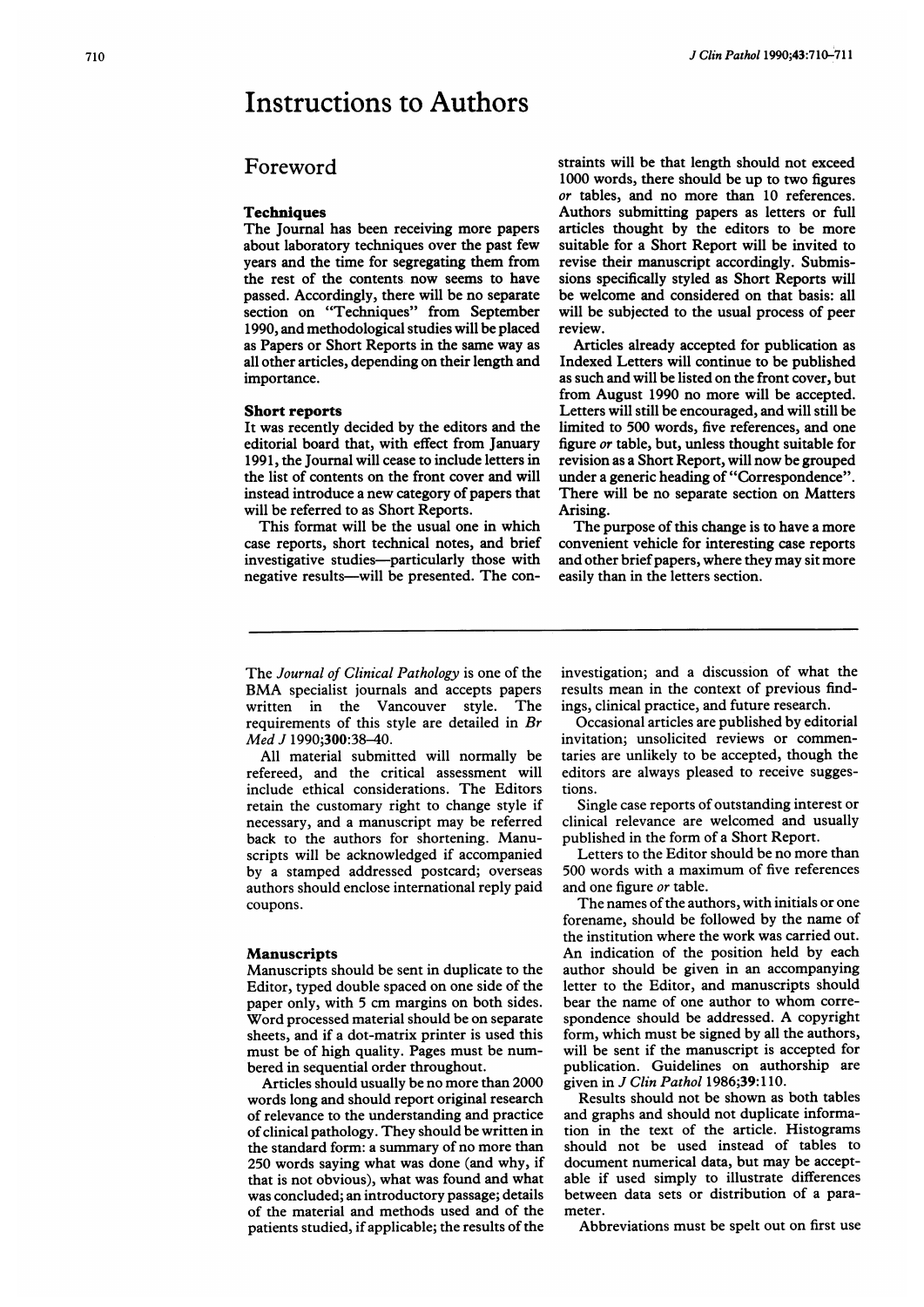# Instructions to Authors

## Foreword

### Techniques

The Journal has been receiving more papers about laboratory techniques over the past few years and the time for segregating them from the rest of the contents now seems to have passed. Accordingly, there will be no separate section on "Techniques" from September 1990, and methodological studies will be placed as Papers or Short Reports in the same way as all other articles, depending on their length and importance.

### Short reports

It was recently decided by the editors and the editorial board that, with effect from January 1991, the Journal will cease to include letters in the list of contents on the front cover and will instead introduce a new category of papers that will be referred to as Short Reports.

This format will be the usual one in which case reports, short technical notes, and brief investigative studies—particularly those with negative results—will be presented. The constraints will be that length should not exceed 1000 words, there should be up to two figures *or* tables, and no more than 10 references. Authors submitting papers as letters or full articles thought by the editors to be more suitable for a Short Report will be invited to revise their manuscript accordingly. Submissions specifically styled as Short Reports will be welcome and considered on that basis: all will be subjected to the usual process of peer review.

Articles already accepted for publication as Indexed Letters will continue to be published as such and will be listed on the front cover, but from August 1990 no more will be accepted. Letters will still be encouraged, and will still be limited to 500 words, five references, and one figure *or* table, but, unless thought suitable for revision as a Short Report, will now be grouped under a generic heading of "Correspondence". There will be no separate section on Matters Arising.

The purpose of this change is to have a more convenient vehicle for interesting case reports and other brief papers, where they may sit more easily than in the letters section.

---

The *Journal of Clinical Pathology* is one of the BMA specialist journals and accepts papers written in the Vancouver style. The requirements of this style are detailed in *Br Med J* 1990;**300**:38–40.

All material submitted will normally be refereed, and the critical assessment will include ethical considerations. The Editors retain the customary right to change style if necessary, and a manuscript may be referred back to the authors for shortening. Manuscripts will be acknowledged if accompanied by a stamped addressed postcard; overseas authors should enclose international reply paid coupons.

### Manuscripts

Manuscripts should be sent in duplicate to the Editor, typed double spaced on one side of the paper only, with 5 cm margins on both sides. Word processed material should be on separate sheets, and if a dot-matrix printer is used this must be of high quality. Pages must be numbered in sequential order throughout.

Articles should usually be no more than 2000 words long and should report original research of relevance to the understanding and practice of clinical pathology. They should be written in the standard form: a summary of no more than 250 words saying what was done (and why, if that is not obvious), what was found and what was concluded; an introductory passage; details of the material and methods used and of the patients studied, if applicable; the results of the investigation; and a discussion of what the results mean in the context of previous findings, clinical practice, and future research.

Occasional articles are published by editorial invitation; unsolicited reviews or commentaries are unlikely to be accepted, though the editors are always pleased to receive suggestions.

Single case reports of outstanding interest or clinical relevance are welcomed and usually published in the form of a Short Report.

Letters to the Editor should be no more than 500 words with a maximum of five references and one figure *or* table.

The names of the authors, with initials or one forename, should be followed by the name of the institution where the work was carried out. An indication of the position held by each author should be given in an accompanying letter to the Editor, and manuscripts should bear the name of one author to whom correspondence should be addressed. A copyright form, which must be signed by all the authors, will be sent if the manuscript is accepted for publication. Guidelines on authorship are given in *J Clin Pathol* 1986;**39**:110.

Results should not be shown as both tables and graphs and should not duplicate information in the text of the article. Histograms should not be used instead of tables to document numerical data, but may be acceptable if used simply to illustrate differences between data sets or distribution of a parameter.

Abbreviations must be spelt out on first use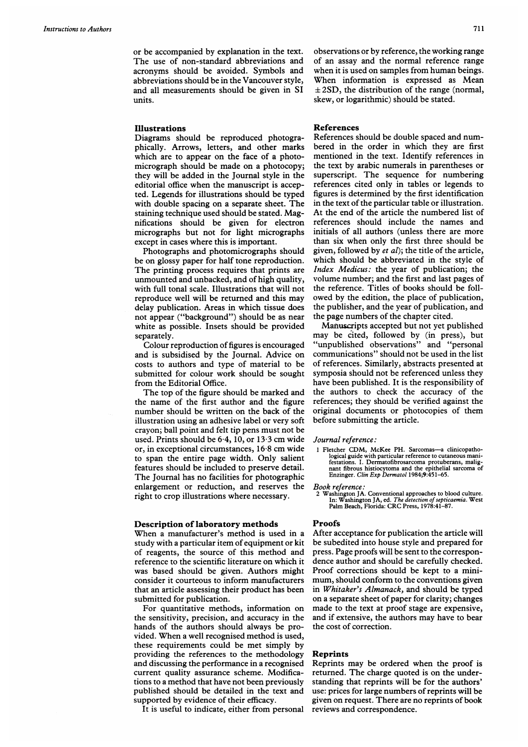or be accompanied by explanation in the text. The use of non-standard abbreviations and acronyms should be avoided. Symbols and abbreviations should be in the Vancouver style, and all measurements should be given in SI units.

## Illustrations

Diagrams should be reproduced photographically. Arrows, letters, and other marks which are to appear on the face of a photomicrograph should be made on a photocopy; they will be added in the Journal style in the editorial office when the manuscript is accepted. Legends for illustrations should be typed with double spacing on a separate sheet. The staining technique used should be stated. Magnifications should be given for electron micrographs but not for light micrographs except in cases where this is important.

Photographs and photomicrographs should be on glossy paper for half tone reproduction. The printing process requires that prints are unmounted and unbacked, and of high quality, with full tonal scale. Illustrations that will not reproduce well will be returned and this may delay publication. Areas in which tissue does not appear ("background") should be as near white as possible. Insets should be provided separately.

Colour reproduction of figures is encouraged and is subsidised by the Journal. Advice on costs to authors and type of material to be submitted for colour work should be sought from the Editorial Office.

The top of the figure should be marked and the name of the first author and the figure number should be written on the back of the illustration using an adhesive label or very soft crayon; ball point and felt tip pens must not be used. Prints should be 6·4, 10, or 13·3 cm wide or, in exceptional circumstances, 16·8 cm wide to span the entire page width. Only salient features should be included to preserve detail. The Journal has no facilities for photographic enlargement or reduction, and reserves the right to crop illustrations where necessary.

## Description of laboratory methods

When a manufacturer's method is used in a study with a particular item of equipment or kit of reagents, the source of this method and reference to the scientific literature on which it was based should be given. Authors might consider it courteous to inform manufacturers that an article assessing their product has been submitted for publication.

For quantitative methods, information on the sensitivity, precision, and accuracy in the hands of the authors should always be provided. When a well recognised method is used, these requirements could be met simply by providing the references to the methodology and discussing the performance in a recognised current quality assurance scheme. Modifications to a method that have not been previously published should be detailed in the text and supported by evidence of their efficacy.

It is useful to indicate, either from personal observations or by reference, the working range of an assay and the normal reference range when it is used on samples from human beings. When information is expressed as Mean $\pm 2$SD, the distribution of the range (normal, skew, or logarithmic) should be stated.

## References

References should be double spaced and numbered in the order in which they are first mentioned in the text. Identify references in the text by arabic numerals in parentheses or superscript. The sequence for numbering references cited only in tables or legends to figures is determined by the first identification in the text of the particular table or illustration. At the end of the article the numbered list of references should include the names and initials of all authors (unless there are more than six when only the first three should be given, followed by *et al*); the title of the article, which should be abbreviated in the style of *Index Medicus:* the year of publication; the volume number; and the first and last pages of the reference. Titles of books should be followed by the edition, the place of publication, the publisher, and the year of publication, and the page numbers of the chapter cited.

Manuscripts accepted but not yet published may be cited, followed by (in press), but "unpublished observations" and "personal communications" should not be used in the list of references. Similarly, abstracts presented at symposia should not be referenced unless they have been published. It is the responsibility of the authors to check the accuracy of the references; they should be verified against the original documents or photocopies of them before submitting the article.

*Journal reference:*

1 Fletcher CDM, McKee PH. Sarcomas—a clinicopathological guide with particular reference to cutaneous manifestations. I. Dermatofibrosarcoma protuberans, malignant fibrous histiocytoma and the epithelial sarcoma of Enzinger. *Clin Exp Dermatol* 1984;9:451–65.

*Book reference:*

2 Washington JA. Conventional approaches to blood culture. In: Washington JA, ed. *The detection of septicaemia.* West Palm Beach, Florida: CRC Press, 1978:41–87.

## Proofs

After acceptance for publication the article will be subedited into house style and prepared for press. Page proofs will be sent to the correspondence author and should be carefully checked. Proof corrections should be kept to a minimum, should conform to the conventions given in *Whitaker's Almanack,* and should be typed on a separate sheet of paper for clarity; changes made to the text at proof stage are expensive, and if extensive, the authors may have to bear the cost of correction.

## Reprints

Reprints may be ordered when the proof is returned. The charge quoted is on the understanding that reprints will be for the authors' use: prices for large numbers of reprints will be given on request. There are no reprints of book reviews and correspondence.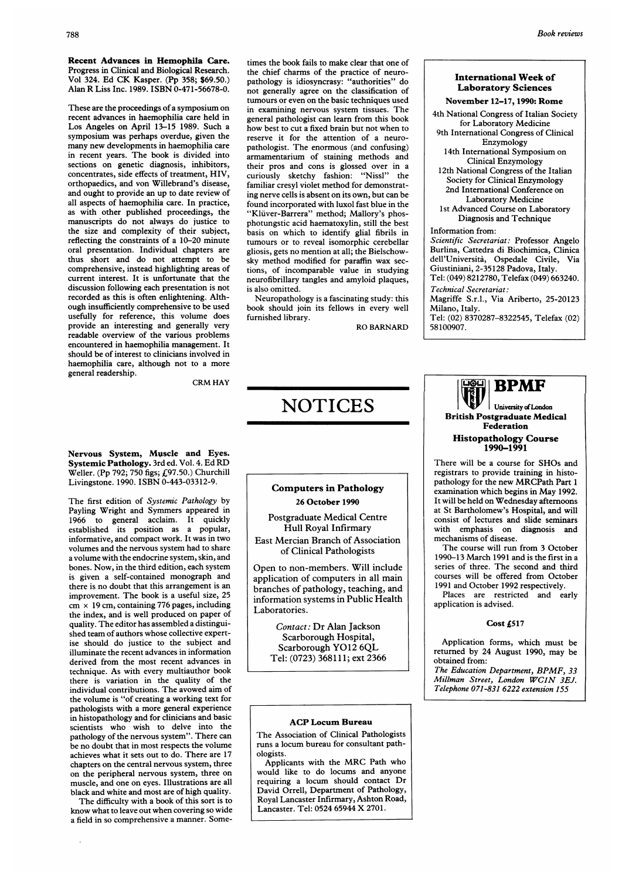**Recent Advances in Hemophila Care.** Progress in Clinical and Biological Research. Vol 324. Ed CK Kasper. (Pp 358; $69.50.) Alan R Liss Inc. 1989. ISBN 0-471-56678-0.

These are the proceedings of a symposium on recent advances in haemophilia care held in Los Angeles on April 13–15 1989. Such a symposium was perhaps overdue, given the many new developments in haemophilia care in recent years. The book is divided into sections on genetic diagnosis, inhibitors, concentrates, side effects of treatment, HIV, orthopaedics, and von Willebrand's disease, and ought to provide an up to date review of all aspects of haemophilia care. In practice, as with other published proceedings, the manuscripts do not always do justice to the size and complexity of their subject, reflecting the constraints of a 10–20 minute oral presentation. Individual chapters are thus short and do not attempt to be comprehensive, instead highlighting areas of current interest. It is unfortunate that the discussion following each presentation is not recorded as this is often enlightening. Although insufficiently comprehensive to be used usefully for reference, this volume does provide an interesting and generally very readable overview of the various problems encountered in haemophilia management. It should be of interest to clinicians involved in haemophilia care, although not to a more general readership.

CRM HAY

**Nervous System, Muscle and Eyes. Systemic Pathology.** 3rd ed. Vol. 4. Ed RD Weller. (Pp 792; 750 figs; £97.50.) Churchill Livingstone. 1990. ISBN 0-443-03312-9.

The first edition of *Systemic Pathology* by Payling Wright and Symmers appeared in 1966 to general acclaim. It quickly established its position as a popular, informative, and compact work. It was in two volumes and the nervous system had to share a volume with the endocrine system, skin, and bones. Now, in the third edition, each system is given a self-contained monograph and there is no doubt that this arrangement is an improvement. The book is a useful size, 25 cm × 19 cm, containing 776 pages, including the index, and is well produced on paper of quality. The editor has assembled a distinguished team of authors whose collective expertise should do justice to the subject and illuminate the recent advances in information derived from the most recent advances in technique. As with every multiauthor book there is variation in the quality of the individual contributions. The avowed aim of the volume is "of creating a working text for pathologists with a more general experience in histopathology and for clinicians and basic scientists who wish to delve into the pathology of the nervous system". There can be no doubt that in most respects the volume achieves what it sets out to do. There are 17 chapters on the central nervous system, three on the peripheral nervous system, three on muscle, and one on eyes. Illustrations are all black and white and most are of high quality.

The difficulty with a book of this sort is to know what to leave out when covering so wide a field in so comprehensive a manner. Sometimes the book fails to make clear that one of the chief charms of the practice of neuropathology is idiosyncrasy: "authorities" do not generally agree on the classification of tumours or even on the basic techniques used in examining nervous system tissues. The general pathologist can learn from this book how best to cut a fixed brain but not when to reserve it for the attention of a neuropathologist. The enormous (and confusing) armamentarium of staining methods and their pros and cons is glossed over in a curiously sketchy fashion: "Nissl" the familiar cresyl violet method for demonstrating nerve cells is absent on its own, but can be found incorporated with luxol fast blue in the "Klüver-Barrera" method; Mallory's phosphotungstic acid haematoxylin, still the best basis on which to identify glial fibrils in tumours or to reveal isomorphic cerebellar gliosis, gets no mention at all; the Bielschowsky method modified for paraffin wax sections, of incomparable value in studying neurofibrillary tangles and amyloid plaques, is also omitted.

Neuropathology is a fascinating study: this book should join its fellows in every well furnished library.

RO BARNARD

# NOTICES

### Computers in Pathology

**26 October 1990**

Postgraduate Medical Centre
Hull Royal Infirmary

East Mercian Branch of Association of Clinical Pathologists

Open to non-members. Will include application of computers in all main branches of pathology, teaching, and information systems in Public Health Laboratories.

*Contact:* Dr Alan Jackson
Scarborough Hospital,
Scarborough YO12 6QL
Tel: (0723) 368111; ext 2366

### ACP Locum Bureau

The Association of Clinical Pathologists runs a locum bureau for consultant pathologists.

Applicants with the MRC Path who would like to do locums and anyone requiring a locum should contact Dr David Orrell, Department of Pathology, Royal Lancaster Infirmary, Ashton Road, Lancaster. Tel: 0524 65944 X 2701.

### International Week of Laboratory Sciences

**November 12–17, 1990: Rome**

4th National Congress of Italian Society for Laboratory Medicine
9th International Congress of Clinical Enzymology
14th International Symposium on Clinical Enzymology
12th National Congress of the Italian Society for Clinical Enzymology
2nd International Conference on Laboratory Medicine
1st Advanced Course on Laboratory Diagnosis and Technique

Information from:

*Scientific Secretariat:* Professor Angelo Burlina, Cattedra di Biochimica, Clinica dell'Università, Ospedale Civile, Via Giustiniani, 2-35128 Padova, Italy.
Tel: (049) 8212780, Telefax (049) 663240.

*Technical Secretariat:*
Magriffe S.r.l., Via Ariberto, 25-20123 Milano, Italy.
Tel: (02) 8370287–8322545, Telefax (02) 58100907.

### BPMF

University of London

**British Postgraduate Medical Federation**

**Histopathology Course 1990–1991**

There will be a course for SHOs and registrars to provide training in histopathology for the new MRCPath Part 1 examination which begins in May 1992. It will be held on Wednesday afternoons at St Bartholomew's Hospital, and will consist of lectures and slide seminars with emphasis on diagnosis and mechanisms of disease.

The course will run from 3 October 1990–13 March 1991 and is the first in a series of three. The second and third courses will be offered from October 1991 and October 1992 respectively.

Places are restricted and early application is advised.

**Cost £517**

Application forms, which must be returned by 24 August 1990, may be obtained from:

*The Education Department, BPMF, 33 Millman Street, London WC1N 3EJ. Telephone 071-831 6222 extension 155*